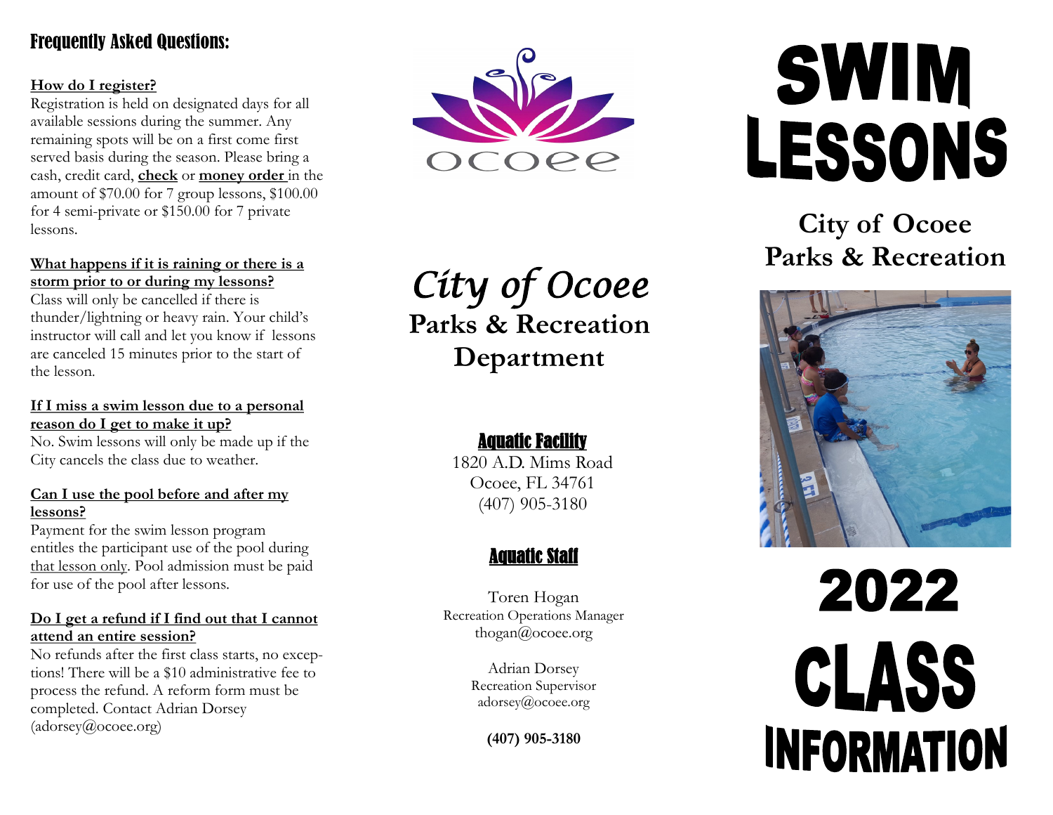## Frequently Asked Questions:

**How do I register?**

Registration is held on designated days for all available sessions during the summer. Any remaining spots will be on a first come first served basis during the season. Please bring a cash, credit card, **check** or **money order** in the amount of $70.00 for 7 group lessons, $100.00 for 4 semi-private or $150.00 for 7 private lessons.

**What happens if it is raining or there is a storm prior to or during my lessons?**

Class will only be cancelled if there is thunder/lightning or heavy rain. Your child's instructor will call and let you know if lessons are canceled 15 minutes prior to the start of the lesson.

**If I miss a swim lesson due to a personal reason do I get to make it up?**

No. Swim lessons will only be made up if the City cancels the class due to weather.

**Can I use the pool before and after my lessons?**

Payment for the swim lesson program entitles the participant use of the pool during that lesson only. Pool admission must be paid for use of the pool after lessons.

**Do I get a refund if I find out that I cannot attend an entire session?**

No refunds after the first class starts, no exceptions! There will be a $10 administrative fee to process the refund. A reform form must be completed. Contact Adrian Dorsey (adorsey@ocoee.org)

ocoee

# *City of Ocoee*
## Parks & Recreation Department

### Aquatic Facility

1820 A.D. Mims Road
Ocoee, FL 34761
(407) 905-3180

### Aquatic Staff

Toren Hogan
Recreation Operations Manager
thogan@ocoee.org

Adrian Dorsey
Recreation Supervisor
adorsey@ocoee.org

**(407) 905-3180**

# SWIM LESSONS

## City of Ocoee Parks & Recreation

# 2022 CLASS INFORMATION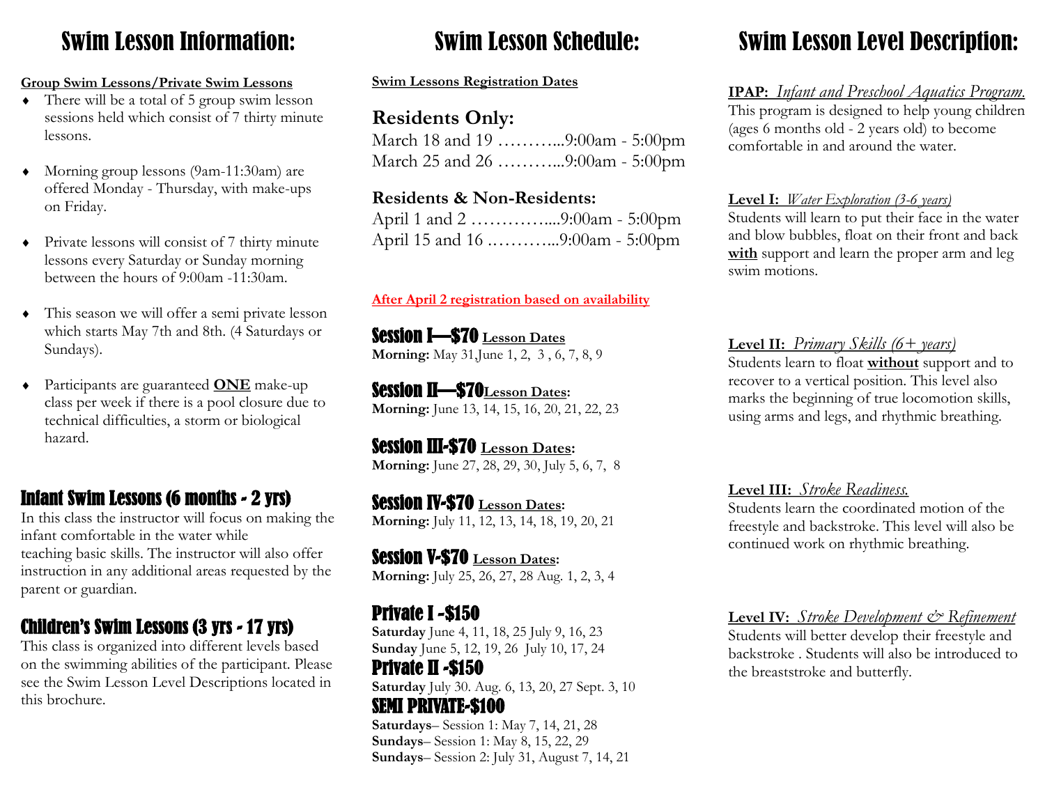# Swim Lesson Information:

**Group Swim Lessons/Private Swim Lessons**

- There will be a total of 5 group swim lesson sessions held which consist of 7 thirty minute lessons.
- Morning group lessons (9am-11:30am) are offered Monday - Thursday, with make-ups on Friday.
- Private lessons will consist of 7 thirty minute lessons every Saturday or Sunday morning between the hours of 9:00am -11:30am.
- This season we will offer a semi private lesson which starts May 7th and 8th. (4 Saturdays or Sundays).
- Participants are guaranteed **ONE** make-up class per week if there is a pool closure due to technical difficulties, a storm or biological hazard.

## Infant Swim Lessons (6 months - 2 yrs)

In this class the instructor will focus on making the infant comfortable in the water while teaching basic skills. The instructor will also offer instruction in any additional areas requested by the parent or guardian.

## Children's Swim Lessons (3 yrs - 17 yrs)

This class is organized into different levels based on the swimming abilities of the participant. Please see the Swim Lesson Level Descriptions located in this brochure.

# Swim Lesson Schedule:

**Swim Lessons Registration Dates**

**Residents Only:**

March 18 and 19 ………...9:00am - 5:00pm
March 25 and 26 ………...9:00am - 5:00pm

**Residents & Non-Residents:**

April 1 and 2 …………....9:00am - 5:00pm
April 15 and 16 .………...9:00am - 5:00pm

**After April 2 registration based on availability**

**Session I—$70** **Lesson Dates**
**Morning:** May 31,June 1, 2, 3 , 6, 7, 8, 9

**Session II—$70** **Lesson Dates:**
**Morning:** June 13, 14, 15, 16, 20, 21, 22, 23

**Session III-$70** **Lesson Dates:**
**Morning:** June 27, 28, 29, 30, July 5, 6, 7, 8

**Session IV-$70** **Lesson Dates:**
**Morning:** July 11, 12, 13, 14, 18, 19, 20, 21

**Session V-$70** **Lesson Dates:**
**Morning:** July 25, 26, 27, 28 Aug. 1, 2, 3, 4

**Private I -$150**
**Saturday** June 4, 11, 18, 25 July 9, 16, 23
**Sunday** June 5, 12, 19, 26 July 10, 17, 24

**Private II -$150**
**Saturday** July 30. Aug. 6, 13, 20, 27 Sept. 3, 10

**SEMI PRIVATE-$100**
**Saturdays**– Session 1: May 7, 14, 21, 28
**Sundays**– Session 1: May 8, 15, 22, 29
**Sundays**– Session 2: July 31, August 7, 14, 21

# Swim Lesson Level Description:

**IPAP:** *Infant and Preschool Aquatics Program.*
This program is designed to help young children (ages 6 months old - 2 years old) to become comfortable in and around the water.

**Level I:** *Water Exploration (3-6 years)*
Students will learn to put their face in the water and blow bubbles, float on their front and back **with** support and learn the proper arm and leg swim motions.

**Level II:** *Primary Skills (6+ years)*
Students learn to float **without** support and to recover to a vertical position. This level also marks the beginning of true locomotion skills, using arms and legs, and rhythmic breathing.

**Level III:** *Stroke Readiness.*
Students learn the coordinated motion of the freestyle and backstroke. This level will also be continued work on rhythmic breathing.

**Level IV:** *Stroke Development & Refinement*
Students will better develop their freestyle and backstroke . Students will also be introduced to the breaststroke and butterfly.